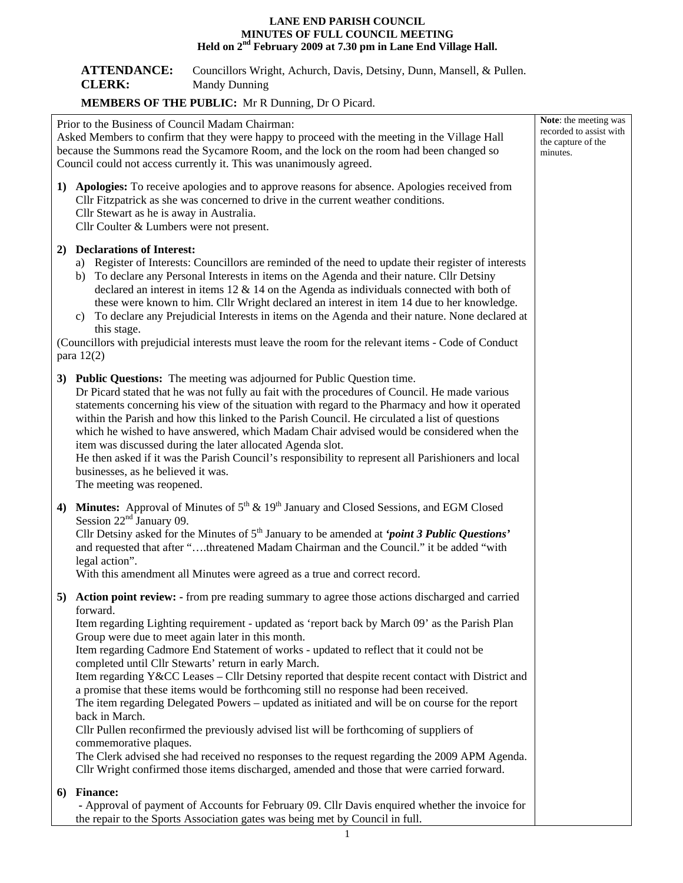# LANE END PARISH COUNCIL
## MINUTES OF FULL COUNCIL MEETING
### Held on 2nd February 2009 at 7.30 pm in Lane End Village Hall.

**ATTENDANCE:** Councillors Wright, Achurch, Davis, Detsiny, Dunn, Mansell, & Pullen.
**CLERK:** Mandy Dunning

**MEMBERS OF THE PUBLIC:** Mr R Dunning, Dr O Picard.

**Note**: the meeting was recorded to assist with the capture of the minutes.

Prior to the Business of Council Madam Chairman:
Asked Members to confirm that they were happy to proceed with the meeting in the Village Hall because the Summons read the Sycamore Room, and the lock on the room had been changed so Council could not access currently it. This was unanimously agreed.

1) **Apologies:** To receive apologies and to approve reasons for absence. Apologies received from Cllr Fitzpatrick as she was concerned to drive in the current weather conditions.
Cllr Stewart as he is away in Australia.
Cllr Coulter & Lumbers were not present.

2) **Declarations of Interest:**
   a) Register of Interests: Councillors are reminded of the need to update their register of interests
   b) To declare any Personal Interests in items on the Agenda and their nature. Cllr Detsiny declared an interest in items 12 & 14 on the Agenda as individuals connected with both of these were known to him. Cllr Wright declared an interest in item 14 due to her knowledge.
   c) To declare any Prejudicial Interests in items on the Agenda and their nature. None declared at this stage.

(Councillors with prejudicial interests must leave the room for the relevant items - Code of Conduct para 12(2)

3) **Public Questions:** The meeting was adjourned for Public Question time.
Dr Picard stated that he was not fully au fait with the procedures of Council. He made various statements concerning his view of the situation with regard to the Pharmacy and how it operated within the Parish and how this linked to the Parish Council. He circulated a list of questions which he wished to have answered, which Madam Chair advised would be considered when the item was discussed during the later allocated Agenda slot.
He then asked if it was the Parish Council's responsibility to represent all Parishioners and local businesses, as he believed it was.
The meeting was reopened.

4) **Minutes:** Approval of Minutes of 5th & 19th January and Closed Sessions, and EGM Closed Session 22nd January 09.
Cllr Detsiny asked for the Minutes of 5th January to be amended at ***'point 3 Public Questions'*** and requested that after "….threatened Madam Chairman and the Council." it be added "with legal action".
With this amendment all Minutes were agreed as a true and correct record.

5) **Action point review:** - from pre reading summary to agree those actions discharged and carried forward.
Item regarding Lighting requirement - updated as 'report back by March 09' as the Parish Plan Group were due to meet again later in this month.
Item regarding Cadmore End Statement of works - updated to reflect that it could not be completed until Cllr Stewarts' return in early March.
Item regarding Y&CC Leases – Cllr Detsiny reported that despite recent contact with District and a promise that these items would be forthcoming still no response had been received.
The item regarding Delegated Powers – updated as initiated and will be on course for the report back in March.
Cllr Pullen reconfirmed the previously advised list will be forthcoming of suppliers of commemorative plaques.
The Clerk advised she had received no responses to the request regarding the 2009 APM Agenda.
Cllr Wright confirmed those items discharged, amended and those that were carried forward.

6) **Finance:**
- Approval of payment of Accounts for February 09. Cllr Davis enquired whether the invoice for the repair to the Sports Association gates was being met by Council in full.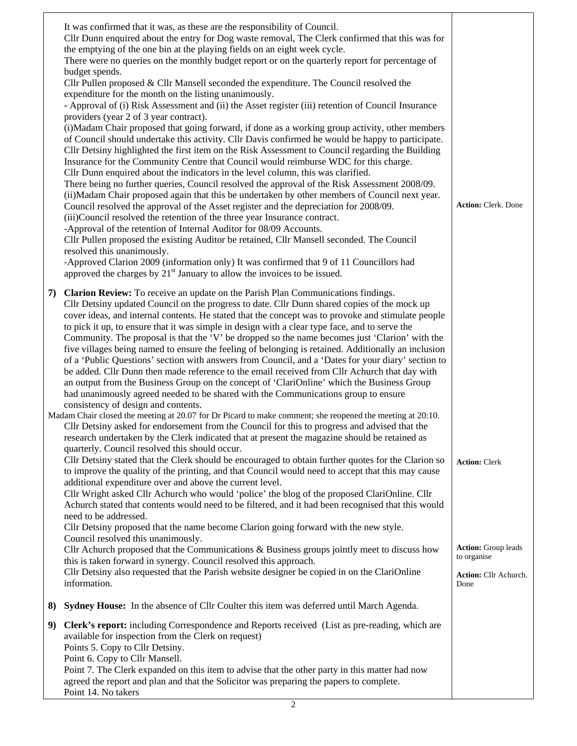| | |
|---|---|
| It was confirmed that it was, as these are the responsibility of Council.<br>Cllr Dunn enquired about the entry for Dog waste removal, The Clerk confirmed that this was for the emptying of the one bin at the playing fields on an eight week cycle.<br>There were no queries on the monthly budget report or on the quarterly report for percentage of budget spends.<br>Cllr Pullen proposed & Cllr Mansell seconded the expenditure. The Council resolved the expenditure for the month on the listing unanimously.<br>- Approval of (i) Risk Assessment and (ii) the Asset register (iii) retention of Council Insurance providers (year 2 of 3 year contract).<br>(i)Madam Chair proposed that going forward, if done as a working group activity, other members of Council should undertake this activity. Cllr Davis confirmed he would be happy to participate.<br>Cllr Detsiny highlighted the first item on the Risk Assessment to Council regarding the Building Insurance for the Community Centre that Council would reimburse WDC for this charge.<br>Cllr Dunn enquired about the indicators in the level column, this was clarified.<br>There being no further queries, Council resolved the approval of the Risk Assessment 2008/09.<br>(ii)Madam Chair proposed again that this be undertaken by other members of Council next year.<br>Council resolved the approval of the Asset register and the depreciation for 2008/09.<br>(iii)Council resolved the retention of the three year Insurance contract.<br>-Approval of the retention of Internal Auditor for 08/09 Accounts.<br>Cllr Pullen proposed the existing Auditor be retained, Cllr Mansell seconded. The Council resolved this unanimously.<br>-Approved Clarion 2009 (information only) It was confirmed that 9 of 11 Councillors had approved the charges by 21st January to allow the invoices to be issued. | **Action:** Clerk. Done |
| **7) Clarion Review:** To receive an update on the Parish Plan Communications findings.<br>Cllr Detsiny updated Council on the progress to date. Cllr Dunn shared copies of the mock up cover ideas, and internal contents. He stated that the concept was to provoke and stimulate people to pick it up, to ensure that it was simple in design with a clear type face, and to serve the Community. The proposal is that the 'V' be dropped so the name becomes just 'Clarion' with the five villages being named to ensure the feeling of belonging is retained. Additionally an inclusion of a 'Public Questions' section with answers from Council, and a 'Dates for your diary' section to be added. Cllr Dunn then made reference to the email received from Cllr Achurch that day with an output from the Business Group on the concept of 'ClariOnline' which the Business Group had unanimously agreed needed to be shared with the Communications group to ensure consistency of design and contents.<br>Madam Chair closed the meeting at 20.07 for Dr Picard to make comment; she reopened the meeting at 20:10.<br>Cllr Detsiny asked for endorsement from the Council for this to progress and advised that the research undertaken by the Clerk indicated that at present the magazine should be retained as quarterly. Council resolved this should occur.<br>Cllr Detsiny stated that the Clerk should be encouraged to obtain further quotes for the Clarion so to improve the quality of the printing, and that Council would need to accept that this may cause additional expenditure over and above the current level.<br>Cllr Wright asked Cllr Achurch who would 'police' the blog of the proposed ClariOnline. Cllr Achurch stated that contents would need to be filtered, and it had been recognised that this would need to be addressed.<br>Cllr Detsiny proposed that the name become Clarion going forward with the new style.<br>Council resolved this unanimously.<br>Cllr Achurch proposed that the Communications & Business groups jointly meet to discuss how this is taken forward in synergy. Council resolved this approach.<br>Cllr Detsiny also requested that the Parish website designer be copied in on the ClariOnline information. | **Action:** Clerk<br><br>**Action:** Group leads to organise<br><br>**Action:** Cllr Achurch. Done |
| **8) Sydney House:** In the absence of Cllr Coulter this item was deferred until March Agenda. | |
| **9) Clerk's report:** including Correspondence and Reports received (List as pre-reading, which are available for inspection from the Clerk on request)<br>Points 5. Copy to Cllr Detsiny.<br>Point 6. Copy to Cllr Mansell.<br>Point 7. The Clerk expanded on this item to advise that the other party in this matter had now agreed the report and plan and that the Solicitor was preparing the papers to complete.<br>Point 14. No takers | |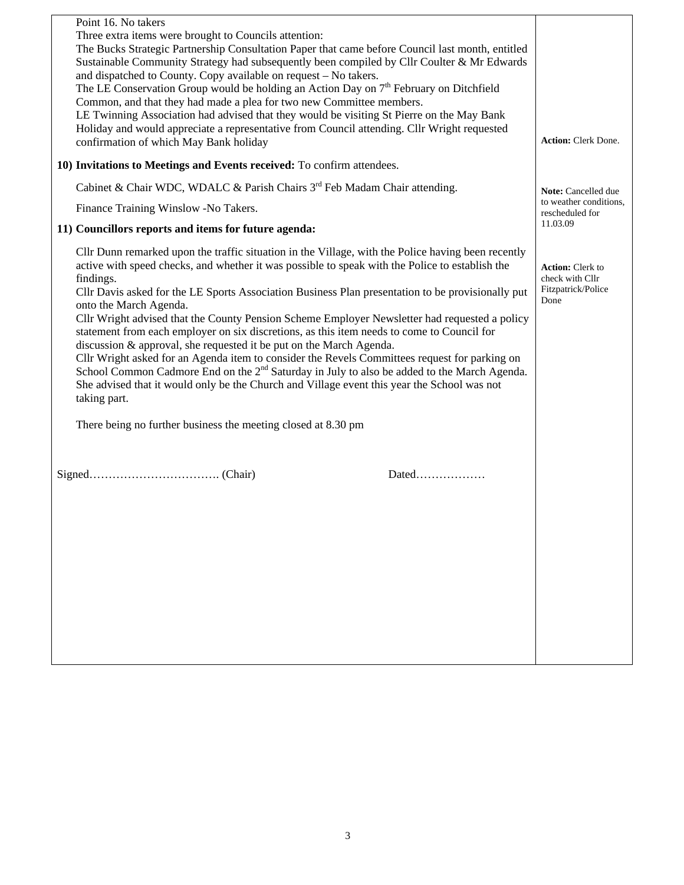| | |
|---|---|
| Point 16. No takers<br>Three extra items were brought to Councils attention:<br>The Bucks Strategic Partnership Consultation Paper that came before Council last month, entitled Sustainable Community Strategy had subsequently been compiled by Cllr Coulter & Mr Edwards and dispatched to County. Copy available on request – No takers.<br>The LE Conservation Group would be holding an Action Day on 7th February on Ditchfield Common, and that they had made a plea for two new Committee members.<br>LE Twinning Association had advised that they would be visiting St Pierre on the May Bank Holiday and would appreciate a representative from Council attending. Cllr Wright requested confirmation of which May Bank holiday | **Action:** Clerk Done. |
| **10) Invitations to Meetings and Events received:** To confirm attendees.<br><br>Cabinet & Chair WDC, WDALC & Parish Chairs 3rd Feb Madam Chair attending.<br><br>Finance Training Winslow -No Takers. | **Note:** Cancelled due to weather conditions, rescheduled for 11.03.09 |
| **11) Councillors reports and items for future agenda:**<br><br>Cllr Dunn remarked upon the traffic situation in the Village, with the Police having been recently active with speed checks, and whether it was possible to speak with the Police to establish the findings.<br>Cllr Davis asked for the LE Sports Association Business Plan presentation to be provisionally put onto the March Agenda.<br>Cllr Wright advised that the County Pension Scheme Employer Newsletter had requested a policy statement from each employer on six discretions, as this item needs to come to Council for discussion & approval, she requested it be put on the March Agenda.<br>Cllr Wright asked for an Agenda item to consider the Revels Committees request for parking on School Common Cadmore End on the 2nd Saturday in July to also be added to the March Agenda. She advised that it would only be the Church and Village event this year the School was not taking part.<br><br>There being no further business the meeting closed at 8.30 pm<br><br>Signed……………………………. (Chair) Dated……………… | **Action:** Clerk to check with Cllr Fitzpatrick/Police Done |